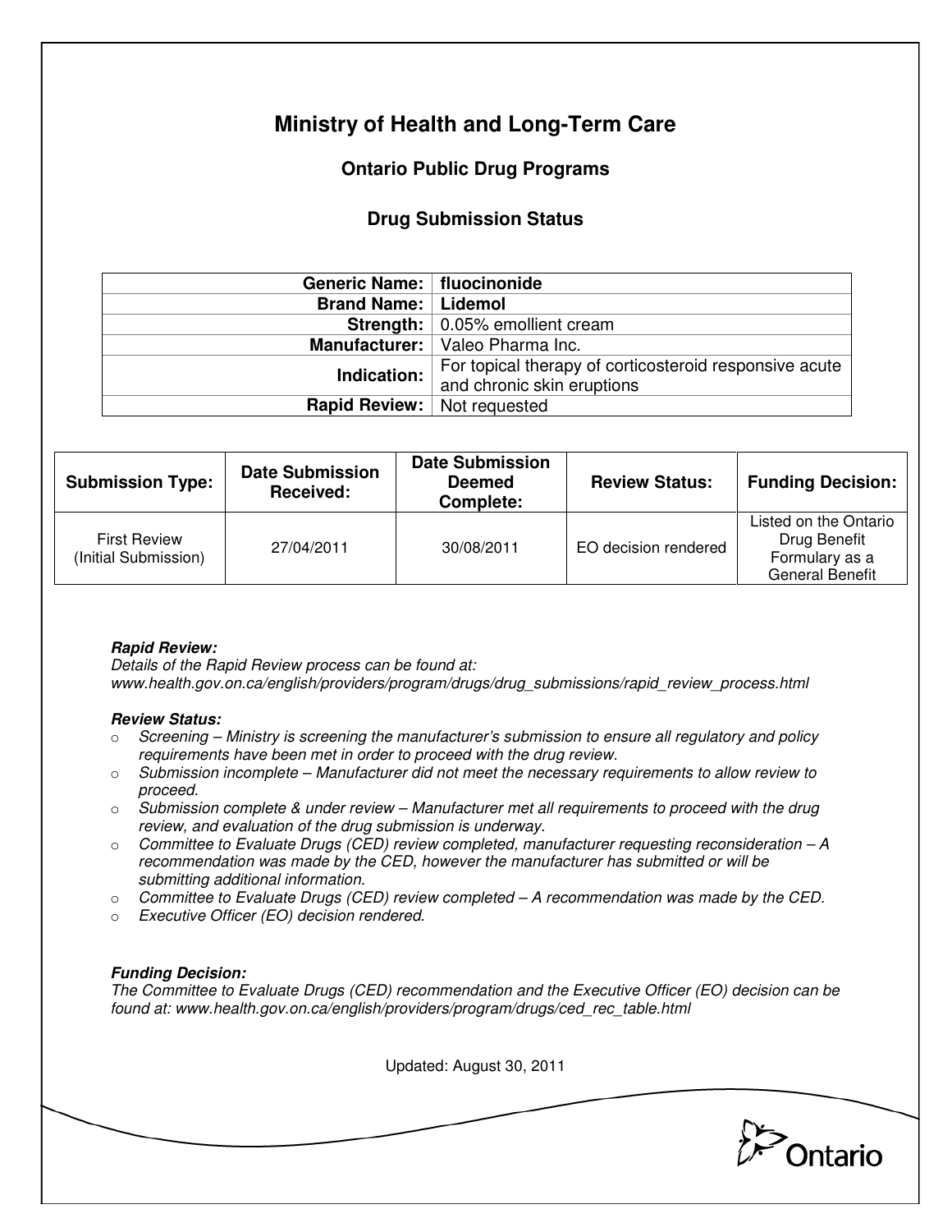# Ministry of Health and Long-Term Care

## Ontario Public Drug Programs

### Drug Submission Status

| | |
|---:|---|
| **Generic Name:** | **fluocinonide** |
| **Brand Name:** | **Lidemol** |
| **Strength:** | 0.05% emollient cream |
| **Manufacturer:** | Valeo Pharma Inc. |
| **Indication:** | For topical therapy of corticosteroid responsive acute and chronic skin eruptions |
| **Rapid Review:** | Not requested |

| Submission Type: | Date Submission Received: | Date Submission Deemed Complete: | Review Status: | Funding Decision: |
|---|---|---|---|---|
| First Review (Initial Submission) | 27/04/2011 | 30/08/2011 | EO decision rendered | Listed on the Ontario Drug Benefit Formulary as a General Benefit |

***Rapid Review:***
*Details of the Rapid Review process can be found at:*
*www.health.gov.on.ca/english/providers/program/drugs/drug_submissions/rapid_review_process.html*

***Review Status:***

- *Screening – Ministry is screening the manufacturer's submission to ensure all regulatory and policy requirements have been met in order to proceed with the drug review.*
- *Submission incomplete – Manufacturer did not meet the necessary requirements to allow review to proceed.*
- *Submission complete & under review – Manufacturer met all requirements to proceed with the drug review, and evaluation of the drug submission is underway.*
- *Committee to Evaluate Drugs (CED) review completed, manufacturer requesting reconsideration – A recommendation was made by the CED, however the manufacturer has submitted or will be submitting additional information.*
- *Committee to Evaluate Drugs (CED) review completed – A recommendation was made by the CED.*
- *Executive Officer (EO) decision rendered.*

***Funding Decision:***
*The Committee to Evaluate Drugs (CED) recommendation and the Executive Officer (EO) decision can be found at: www.health.gov.on.ca/english/providers/program/drugs/ced_rec_table.html*

Updated: August 30, 2011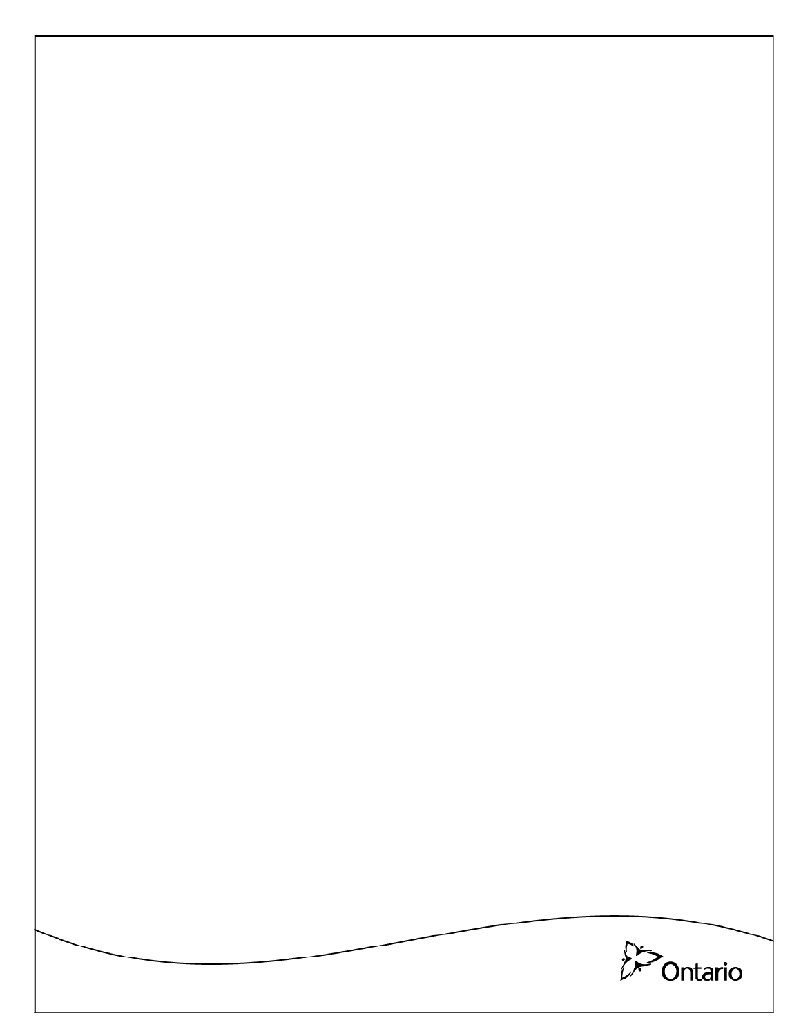Ontario